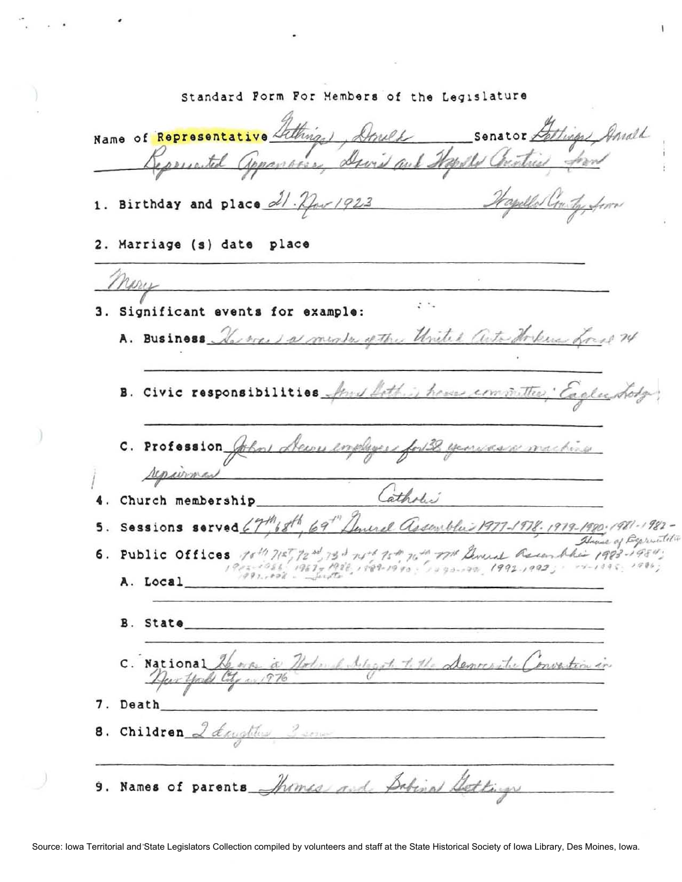Standard Form For Members of the Legislature

Name of Representative Gettings, Donald Senator Gettings, Donald

Represented Appanoose, Davis and Wapello Counties, Iowa

1. Birthday and place 21 Nov 1923 Wapello County, Iowa

2. Marriage (s) date place

Mary

3. Significant events for example:

A. Business He was a member of the United Auto Workers Local 74

B. Civic responsibilities Iowa Bottle house committee; Eagles Lodge;

C. Profession John Deere employee for 38 years as a machine repairman

4. Church membership Catholic

5. Sessions served 67th, 68th, 69th General Assemblies 1977-1978, 1979-1980, 1981-1982 - House of Representatives

6. Public Offices 70th, 71st, 72nd, 73rd, 74th, 75th, 76th, 77th General Assemblies 1983-1984; 1985-1986; 1987-1988; 1989-1990; 1991-1992; 1993-1994; 1995-1996; 1997-1998 - Senate

A. Local

B. State

C. National He was a National delegate to the Democratic Convention in New York City in 1976

7. Death

8. Children 2 daughters, 2 sons

9. Names of parents Thomas and Sabina Gettings

Source: Iowa Territorial and State Legislators Collection compiled by volunteers and staff at the State Historical Society of Iowa Library, Des Moines, Iowa.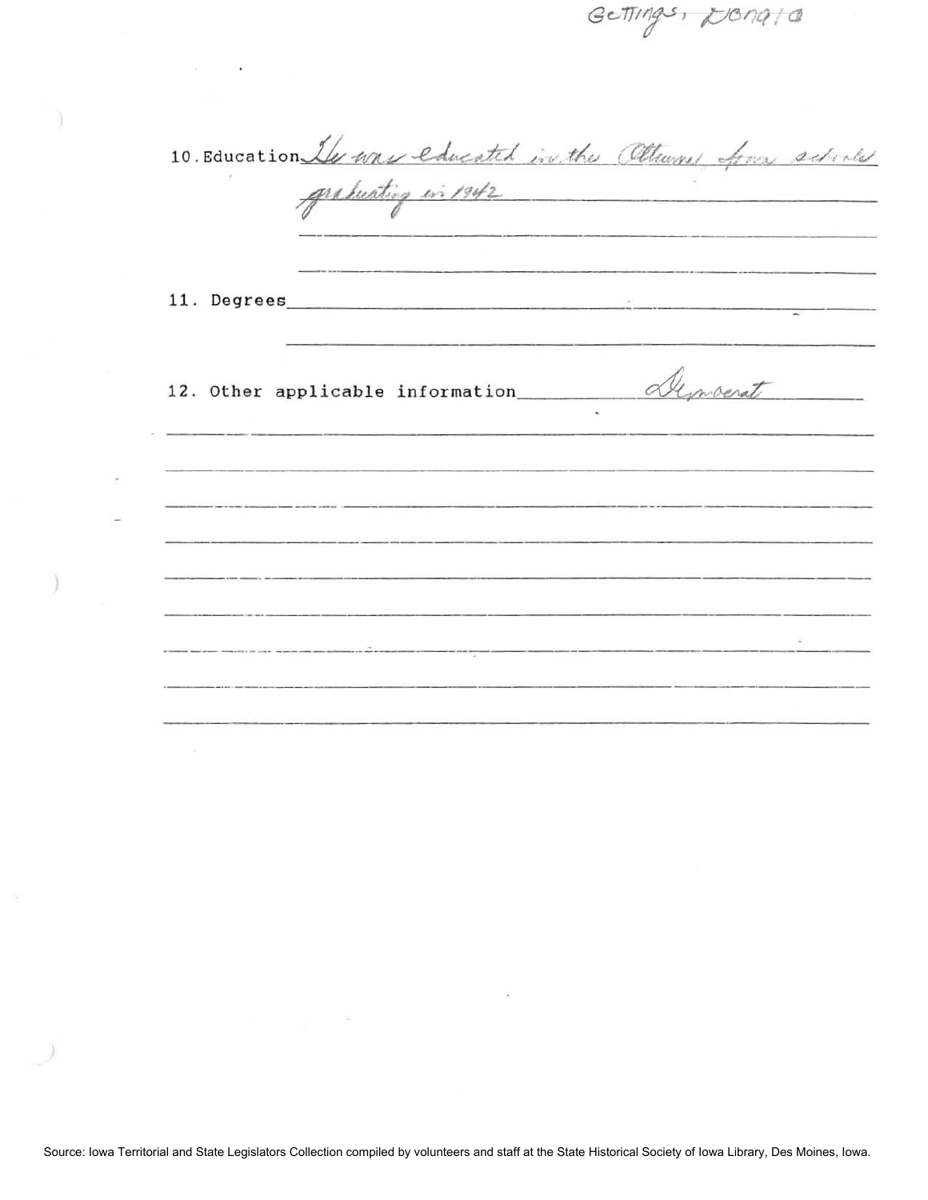Gettings, Donald

10. Education He was educated in the Ottumwa, Iowa schools graduating in 1942

11. Degrees

12. Other applicable information Democrat

Source: Iowa Territorial and State Legislators Collection compiled by volunteers and staff at the State Historical Society of Iowa Library, Des Moines, Iowa.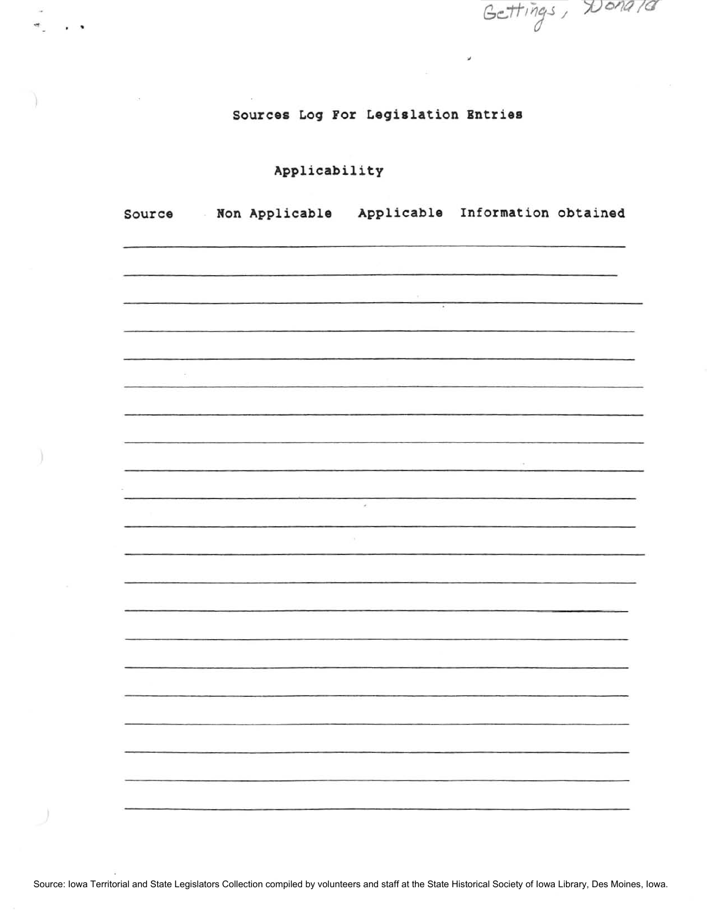Gettings, Donald

# Sources Log For Legislation Entries

## Applicability

| Source | Non Applicable | Applicable | Information obtained |
| --- | --- | --- | --- |
| | | | |
| | | | |
| | | | |
| | | | |
| | | | |
| | | | |
| | | | |
| | | | |
| | | | |
| | | | |
| | | | |
| | | | |
| | | | |
| | | | |
| | | | |
| | | | |
| | | | |
| | | | |
| | | | |
| | | | |
| | | | |

Source: Iowa Territorial and State Legislators Collection compiled by volunteers and staff at the State Historical Society of Iowa Library, Des Moines, Iowa.